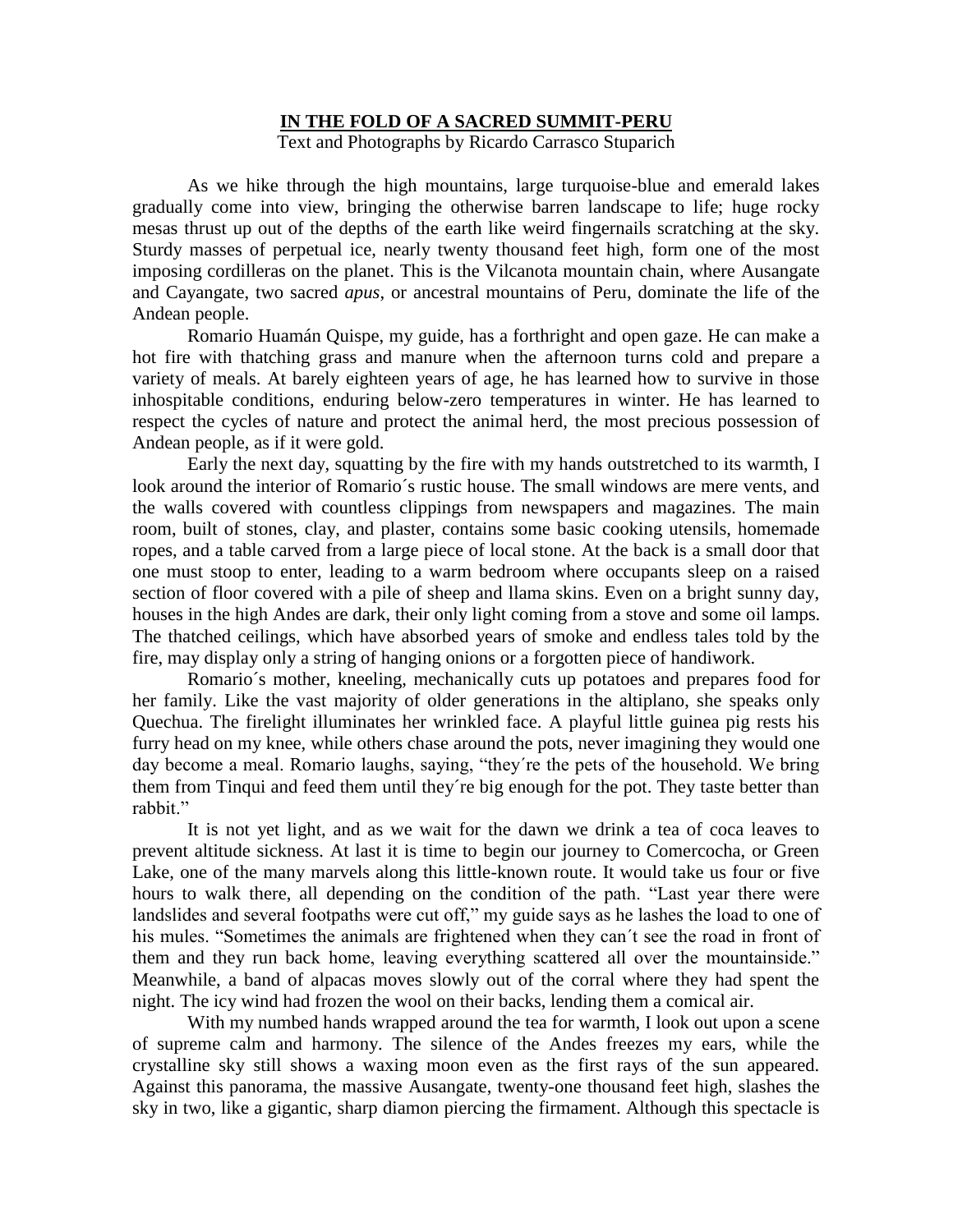# IN THE FOLD OF A SACRED SUMMIT-PERU

Text and Photographs by Ricardo Carrasco Stuparich

As we hike through the high mountains, large turquoise-blue and emerald lakes gradually come into view, bringing the otherwise barren landscape to life; huge rocky mesas thrust up out of the depths of the earth like weird fingernails scratching at the sky. Sturdy masses of perpetual ice, nearly twenty thousand feet high, form one of the most imposing cordilleras on the planet. This is the Vilcanota mountain chain, where Ausangate and Cayangate, two sacred *apus*, or ancestral mountains of Peru, dominate the life of the Andean people.

Romario Huamán Quispe, my guide, has a forthright and open gaze. He can make a hot fire with thatching grass and manure when the afternoon turns cold and prepare a variety of meals. At barely eighteen years of age, he has learned how to survive in those inhospitable conditions, enduring below-zero temperatures in winter. He has learned to respect the cycles of nature and protect the animal herd, the most precious possession of Andean people, as if it were gold.

Early the next day, squatting by the fire with my hands outstretched to its warmth, I look around the interior of Romario´s rustic house. The small windows are mere vents, and the walls covered with countless clippings from newspapers and magazines. The main room, built of stones, clay, and plaster, contains some basic cooking utensils, homemade ropes, and a table carved from a large piece of local stone. At the back is a small door that one must stoop to enter, leading to a warm bedroom where occupants sleep on a raised section of floor covered with a pile of sheep and llama skins. Even on a bright sunny day, houses in the high Andes are dark, their only light coming from a stove and some oil lamps. The thatched ceilings, which have absorbed years of smoke and endless tales told by the fire, may display only a string of hanging onions or a forgotten piece of handiwork.

Romario´s mother, kneeling, mechanically cuts up potatoes and prepares food for her family. Like the vast majority of older generations in the altiplano, she speaks only Quechua. The firelight illuminates her wrinkled face. A playful little guinea pig rests his furry head on my knee, while others chase around the pots, never imagining they would one day become a meal. Romario laughs, saying, "they´re the pets of the household. We bring them from Tinqui and feed them until they´re big enough for the pot. They taste better than rabbit."

It is not yet light, and as we wait for the dawn we drink a tea of coca leaves to prevent altitude sickness. At last it is time to begin our journey to Comercocha, or Green Lake, one of the many marvels along this little-known route. It would take us four or five hours to walk there, all depending on the condition of the path. "Last year there were landslides and several footpaths were cut off," my guide says as he lashes the load to one of his mules. "Sometimes the animals are frightened when they can´t see the road in front of them and they run back home, leaving everything scattered all over the mountainside." Meanwhile, a band of alpacas moves slowly out of the corral where they had spent the night. The icy wind had frozen the wool on their backs, lending them a comical air.

With my numbed hands wrapped around the tea for warmth, I look out upon a scene of supreme calm and harmony. The silence of the Andes freezes my ears, while the crystalline sky still shows a waxing moon even as the first rays of the sun appeared. Against this panorama, the massive Ausangate, twenty-one thousand feet high, slashes the sky in two, like a gigantic, sharp diamon piercing the firmament. Although this spectacle is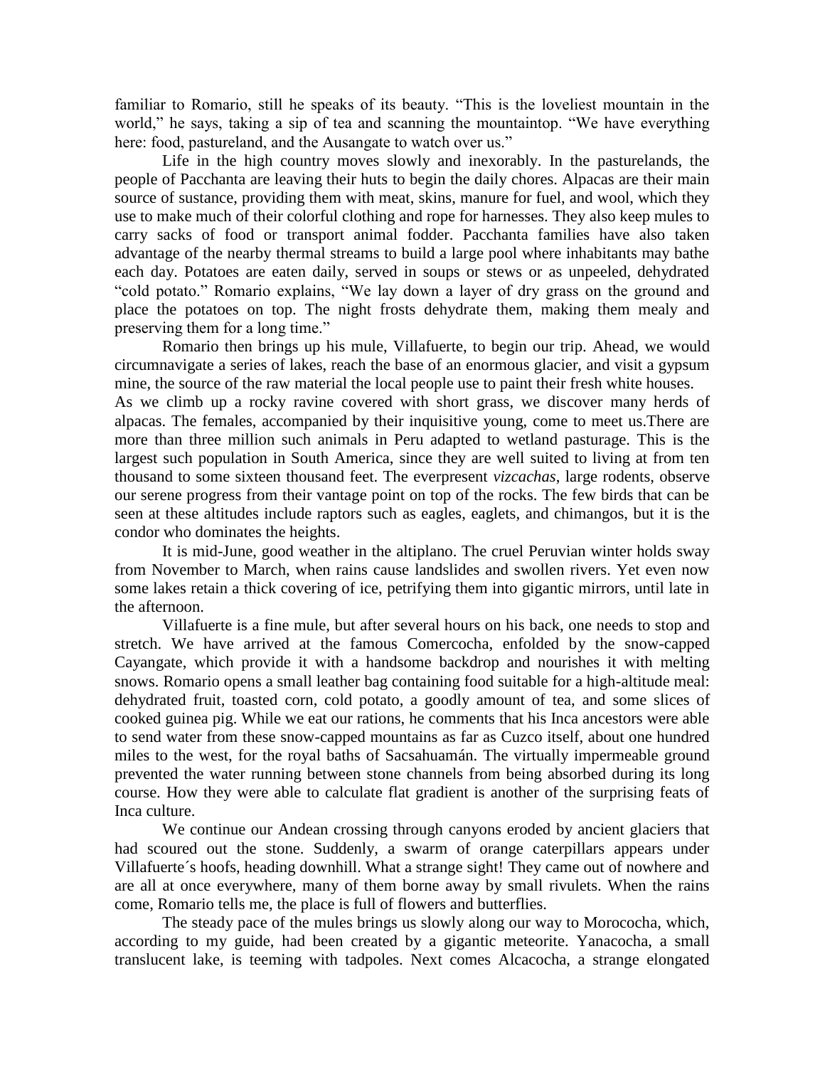familiar to Romario, still he speaks of its beauty. “This is the loveliest mountain in the world,” he says, taking a sip of tea and scanning the mountaintop. “We have everything here: food, pastureland, and the Ausangate to watch over us.”

Life in the high country moves slowly and inexorably. In the pasturelands, the people of Pacchanta are leaving their huts to begin the daily chores. Alpacas are their main source of sustance, providing them with meat, skins, manure for fuel, and wool, which they use to make much of their colorful clothing and rope for harnesses. They also keep mules to carry sacks of food or transport animal fodder. Pacchanta families have also taken advantage of the nearby thermal streams to build a large pool where inhabitants may bathe each day. Potatoes are eaten daily, served in soups or stews or as unpeeled, dehydrated “cold potato.” Romario explains, “We lay down a layer of dry grass on the ground and place the potatoes on top. The night frosts dehydrate them, making them mealy and preserving them for a long time.”

Romario then brings up his mule, Villafuerte, to begin our trip. Ahead, we would circumnavigate a series of lakes, reach the base of an enormous glacier, and visit a gypsum mine, the source of the raw material the local people use to paint their fresh white houses.

As we climb up a rocky ravine covered with short grass, we discover many herds of alpacas. The females, accompanied by their inquisitive young, come to meet us.There are more than three million such animals in Peru adapted to wetland pasturage. This is the largest such population in South America, since they are well suited to living at from ten thousand to some sixteen thousand feet. The everpresent *vizcachas,* large rodents, observe our serene progress from their vantage point on top of the rocks. The few birds that can be seen at these altitudes include raptors such as eagles, eaglets, and chimangos, but it is the condor who dominates the heights.

It is mid-June, good weather in the altiplano. The cruel Peruvian winter holds sway from November to March, when rains cause landslides and swollen rivers. Yet even now some lakes retain a thick covering of ice, petrifying them into gigantic mirrors, until late in the afternoon.

Villafuerte is a fine mule, but after several hours on his back, one needs to stop and stretch. We have arrived at the famous Comercocha, enfolded by the snow-capped Cayangate, which provide it with a handsome backdrop and nourishes it with melting snows. Romario opens a small leather bag containing food suitable for a high-altitude meal: dehydrated fruit, toasted corn, cold potato, a goodly amount of tea, and some slices of cooked guinea pig. While we eat our rations, he comments that his Inca ancestors were able to send water from these snow-capped mountains as far as Cuzco itself, about one hundred miles to the west, for the royal baths of Sacsahuamán. The virtually impermeable ground prevented the water running between stone channels from being absorbed during its long course. How they were able to calculate flat gradient is another of the surprising feats of Inca culture.

We continue our Andean crossing through canyons eroded by ancient glaciers that had scoured out the stone. Suddenly, a swarm of orange caterpillars appears under Villafuerte´s hoofs, heading downhill. What a strange sight! They came out of nowhere and are all at once everywhere, many of them borne away by small rivulets. When the rains come, Romario tells me, the place is full of flowers and butterflies.

The steady pace of the mules brings us slowly along our way to Morococha, which, according to my guide, had been created by a gigantic meteorite. Yanacocha, a small translucent lake, is teeming with tadpoles. Next comes Alcacocha, a strange elongated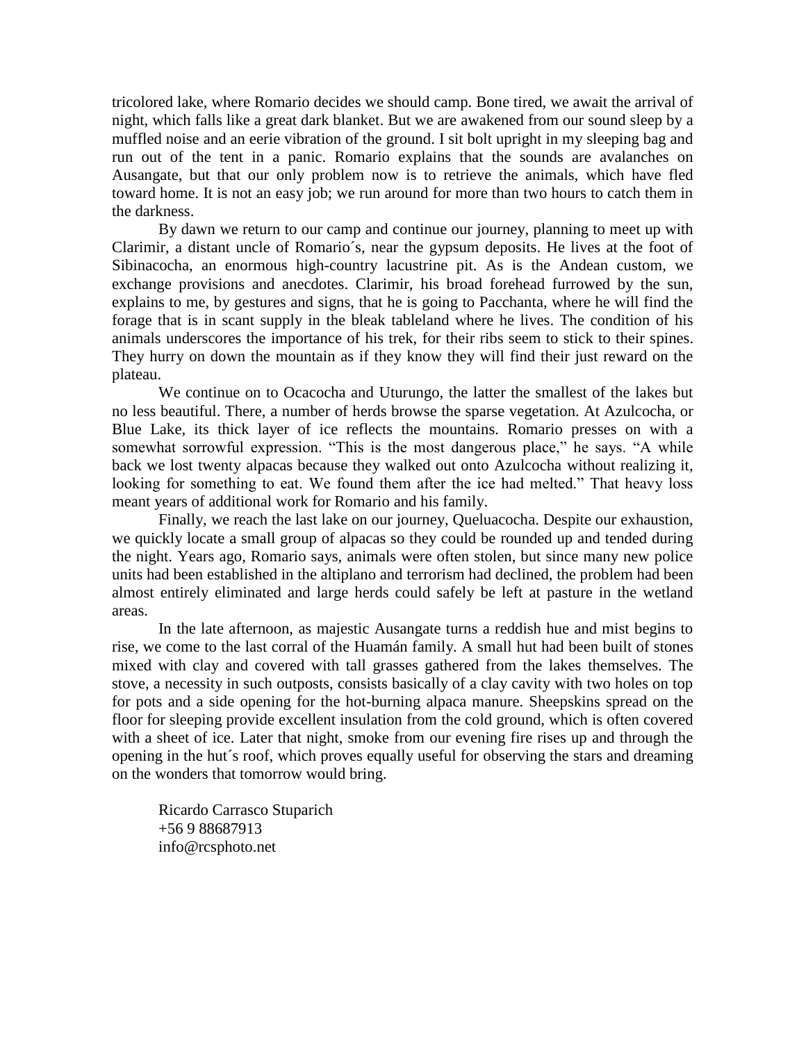tricolored lake, where Romario decides we should camp. Bone tired, we await the arrival of night, which falls like a great dark blanket. But we are awakened from our sound sleep by a muffled noise and an eerie vibration of the ground. I sit bolt upright in my sleeping bag and run out of the tent in a panic. Romario explains that the sounds are avalanches on Ausangate, but that our only problem now is to retrieve the animals, which have fled toward home. It is not an easy job; we run around for more than two hours to catch them in the darkness.

By dawn we return to our camp and continue our journey, planning to meet up with Clarimir, a distant uncle of Romario´s, near the gypsum deposits. He lives at the foot of Sibinacocha, an enormous high-country lacustrine pit. As is the Andean custom, we exchange provisions and anecdotes. Clarimir, his broad forehead furrowed by the sun, explains to me, by gestures and signs, that he is going to Pacchanta, where he will find the forage that is in scant supply in the bleak tableland where he lives. The condition of his animals underscores the importance of his trek, for their ribs seem to stick to their spines. They hurry on down the mountain as if they know they will find their just reward on the plateau.

We continue on to Ocacocha and Uturungo, the latter the smallest of the lakes but no less beautiful. There, a number of herds browse the sparse vegetation. At Azulcocha, or Blue Lake, its thick layer of ice reflects the mountains. Romario presses on with a somewhat sorrowful expression. "This is the most dangerous place," he says. "A while back we lost twenty alpacas because they walked out onto Azulcocha without realizing it, looking for something to eat. We found them after the ice had melted." That heavy loss meant years of additional work for Romario and his family.

Finally, we reach the last lake on our journey, Queluacocha. Despite our exhaustion, we quickly locate a small group of alpacas so they could be rounded up and tended during the night. Years ago, Romario says, animals were often stolen, but since many new police units had been established in the altiplano and terrorism had declined, the problem had been almost entirely eliminated and large herds could safely be left at pasture in the wetland areas.

In the late afternoon, as majestic Ausangate turns a reddish hue and mist begins to rise, we come to the last corral of the Huamán family. A small hut had been built of stones mixed with clay and covered with tall grasses gathered from the lakes themselves. The stove, a necessity in such outposts, consists basically of a clay cavity with two holes on top for pots and a side opening for the hot-burning alpaca manure. Sheepskins spread on the floor for sleeping provide excellent insulation from the cold ground, which is often covered with a sheet of ice. Later that night, smoke from our evening fire rises up and through the opening in the hut´s roof, which proves equally useful for observing the stars and dreaming on the wonders that tomorrow would bring.

Ricardo Carrasco Stuparich
+56 9 88687913
info@rcsphoto.net